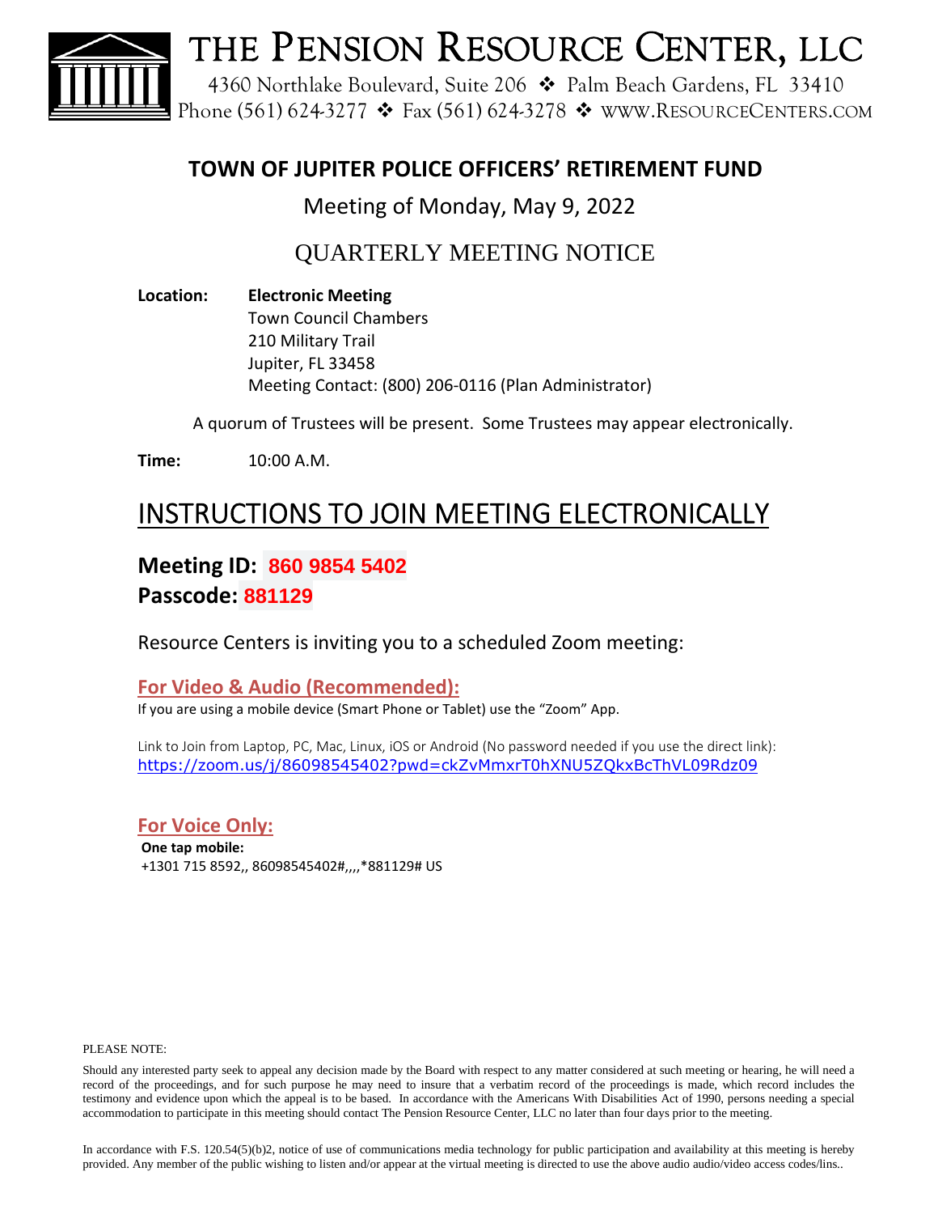# THE PENSION RESOURCE CENTER, LLC

4360 Northlake Boulevard, Suite 206 ❖ Palm Beach Gardens, FL 33410
Phone (561) 624-3277 ❖ Fax (561) 624-3278 ❖ WWW.RESOURCECENTERS.COM

## TOWN OF JUPITER POLICE OFFICERS' RETIREMENT FUND

Meeting of Monday, May 9, 2022

## QUARTERLY MEETING NOTICE

**Location:** **Electronic Meeting**
Town Council Chambers
210 Military Trail
Jupiter, FL 33458
Meeting Contact: (800) 206-0116 (Plan Administrator)

A quorum of Trustees will be present. Some Trustees may appear electronically.

**Time:** 10:00 A.M.

## INSTRUCTIONS TO JOIN MEETING ELECTRONICALLY

### Meeting ID: 860 9854 5402
### Passcode: 881129

Resource Centers is inviting you to a scheduled Zoom meeting:

**For Video & Audio (Recommended):**

If you are using a mobile device (Smart Phone or Tablet) use the "Zoom" App.

Link to Join from Laptop, PC, Mac, Linux, iOS or Android (No password needed if you use the direct link):
https://zoom.us/j/86098545402?pwd=ckZvMmxrT0hXNU5ZQkxBcThVL09Rdz09

**For Voice Only:**

**One tap mobile:**
+1301 715 8592,, 86098545402#,,,,*881129# US

PLEASE NOTE:

Should any interested party seek to appeal any decision made by the Board with respect to any matter considered at such meeting or hearing, he will need a record of the proceedings, and for such purpose he may need to insure that a verbatim record of the proceedings is made, which record includes the testimony and evidence upon which the appeal is to be based. In accordance with the Americans With Disabilities Act of 1990, persons needing a special accommodation to participate in this meeting should contact The Pension Resource Center, LLC no later than four days prior to the meeting.

In accordance with F.S. 120.54(5)(b)2, notice of use of communications media technology for public participation and availability at this meeting is hereby provided. Any member of the public wishing to listen and/or appear at the virtual meeting is directed to use the above audio audio/video access codes/lins..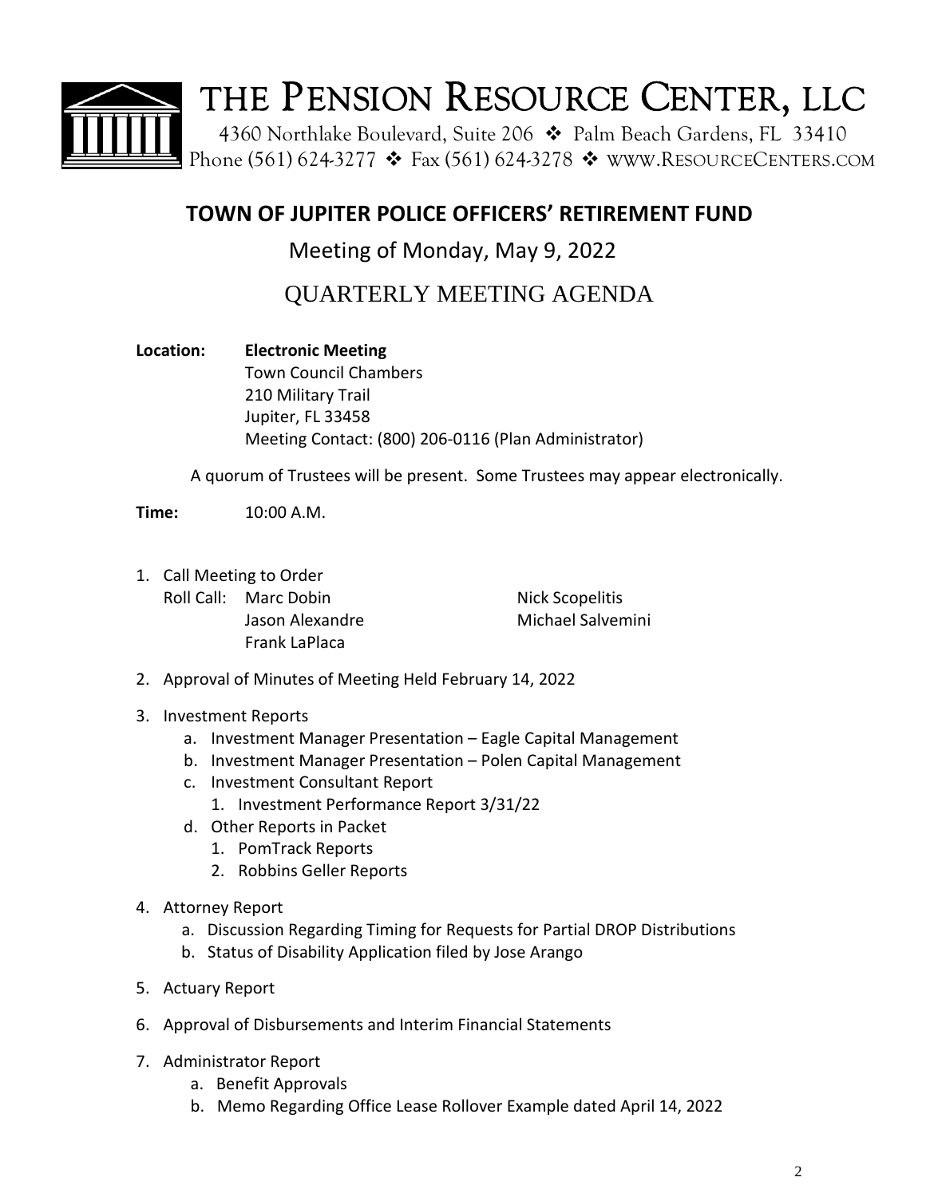# THE PENSION RESOURCE CENTER, LLC

4360 Northlake Boulevard, Suite 206 ❖ Palm Beach Gardens, FL 33410
Phone (561) 624-3277 ❖ Fax (561) 624-3278 ❖ WWW.RESOURCECENTERS.COM

## TOWN OF JUPITER POLICE OFFICERS' RETIREMENT FUND

Meeting of Monday, May 9, 2022

QUARTERLY MEETING AGENDA

**Location:** **Electronic Meeting**
Town Council Chambers
210 Military Trail
Jupiter, FL 33458
Meeting Contact: (800) 206-0116 (Plan Administrator)

A quorum of Trustees will be present. Some Trustees may appear electronically.

**Time:** 10:00 A.M.

1. Call Meeting to Order
   Roll Call: Marc Dobin, Nick Scopelitis, Jason Alexandre, Michael Salvemini, Frank LaPlaca
2. Approval of Minutes of Meeting Held February 14, 2022
3. Investment Reports
   a. Investment Manager Presentation – Eagle Capital Management
   b. Investment Manager Presentation – Polen Capital Management
   c. Investment Consultant Report
      1. Investment Performance Report 3/31/22
   d. Other Reports in Packet
      1. PomTrack Reports
      2. Robbins Geller Reports
4. Attorney Report
   a. Discussion Regarding Timing for Requests for Partial DROP Distributions
   b. Status of Disability Application filed by Jose Arango
5. Actuary Report
6. Approval of Disbursements and Interim Financial Statements
7. Administrator Report
   a. Benefit Approvals
   b. Memo Regarding Office Lease Rollover Example dated April 14, 2022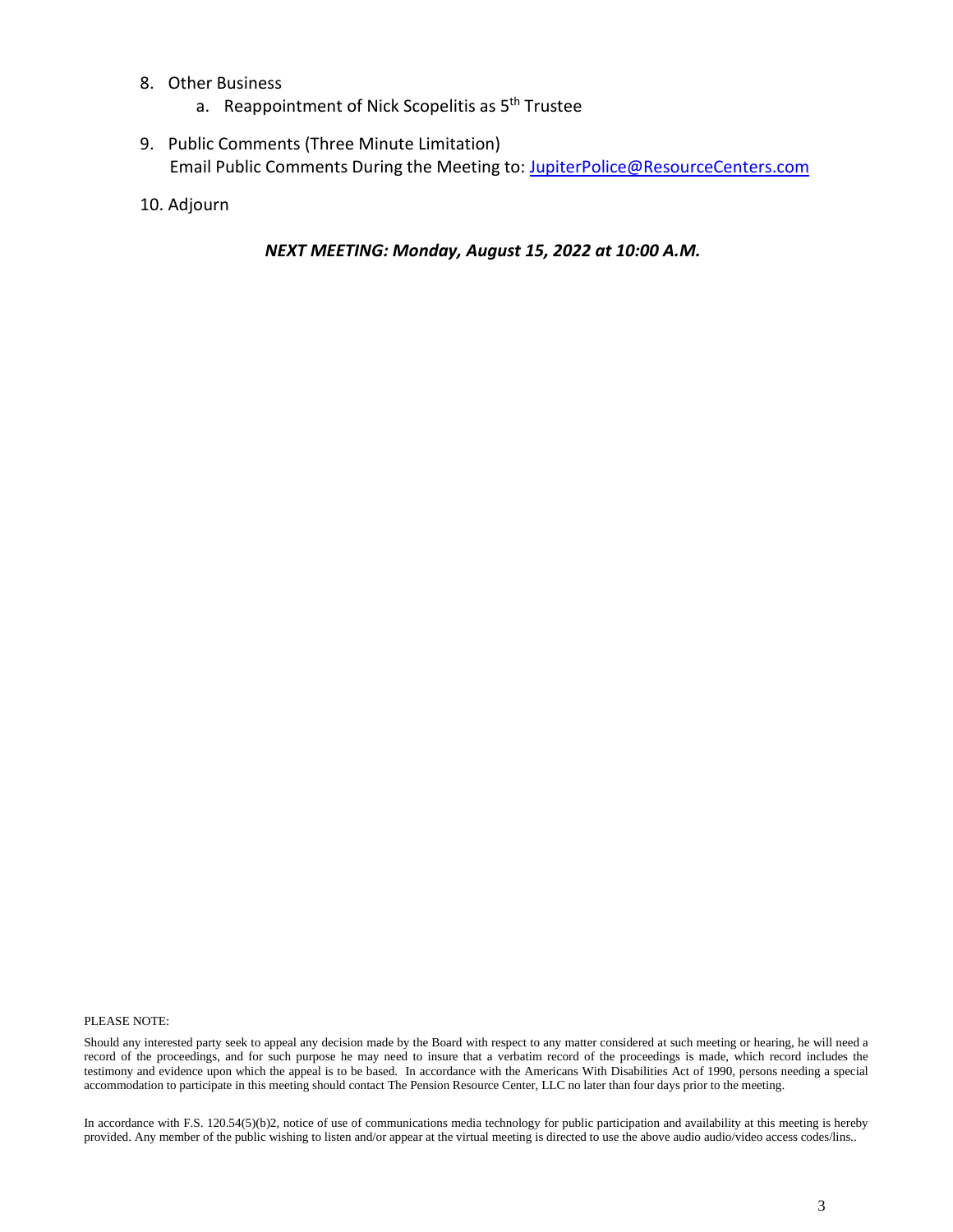8. Other Business
    a. Reappointment of Nick Scopelitis as 5th Trustee

9. Public Comments (Three Minute Limitation)
   Email Public Comments During the Meeting to: JupiterPolice@ResourceCenters.com

10. Adjourn

***NEXT MEETING: Monday, August 15, 2022 at 10:00 A.M.***

PLEASE NOTE:

Should any interested party seek to appeal any decision made by the Board with respect to any matter considered at such meeting or hearing, he will need a record of the proceedings, and for such purpose he may need to insure that a verbatim record of the proceedings is made, which record includes the testimony and evidence upon which the appeal is to be based. In accordance with the Americans With Disabilities Act of 1990, persons needing a special accommodation to participate in this meeting should contact The Pension Resource Center, LLC no later than four days prior to the meeting.

In accordance with F.S. 120.54(5)(b)2, notice of use of communications media technology for public participation and availability at this meeting is hereby provided. Any member of the public wishing to listen and/or appear at the virtual meeting is directed to use the above audio audio/video access codes/lins..